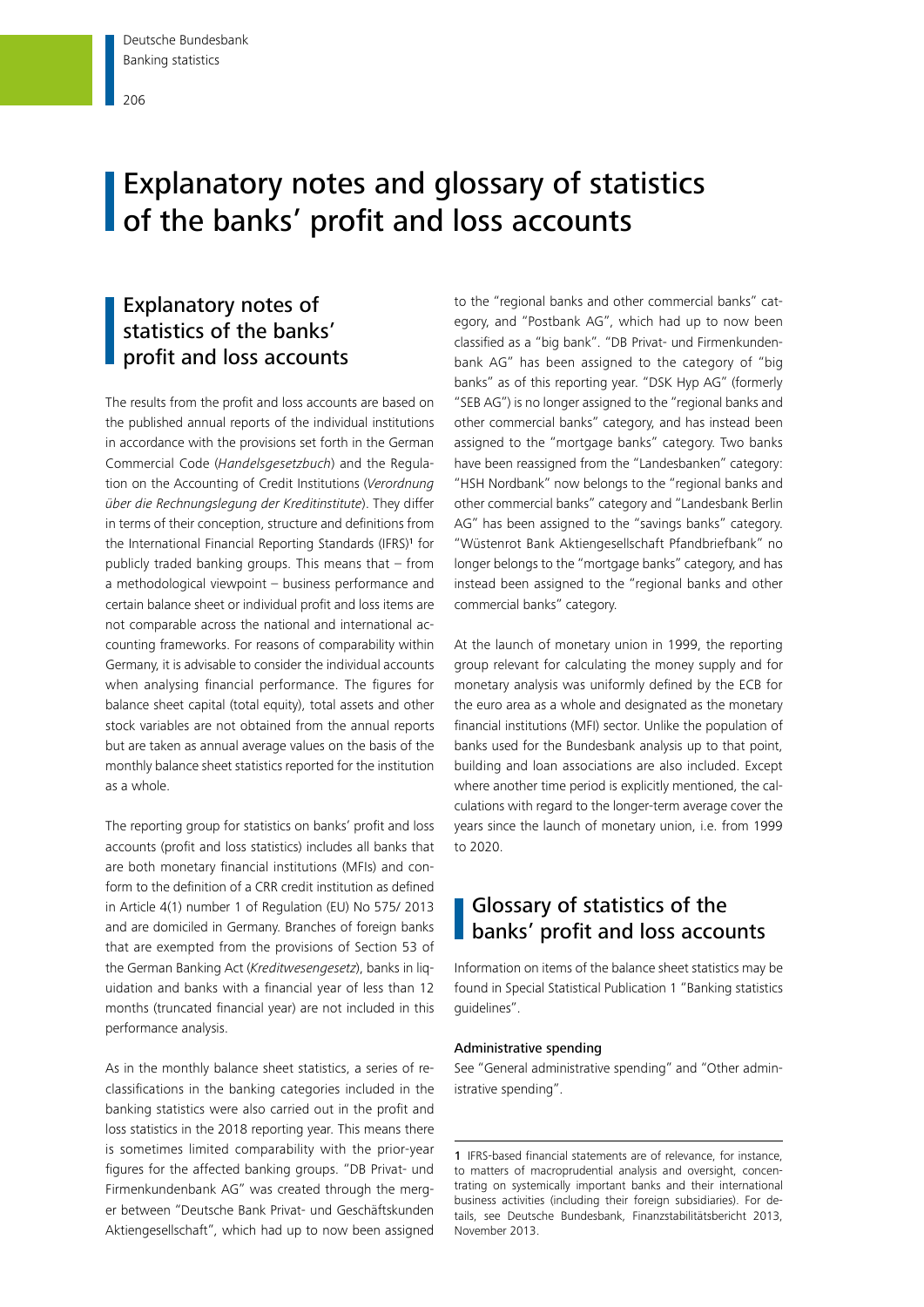# Explanatory notes and glossary of statistics of the banks' profit and loss accounts

## Explanatory notes of statistics of the banks' profit and loss accounts

The results from the profit and loss accounts are based on the published annual reports of the individual institutions in accordance with the provisions set forth in the German Commercial Code (*Handelsgesetzbuch*) and the Regulation on the Accounting of Credit Institutions (*Verordnung über die Rechnungslegung der Kreditinstitute*). They differ in terms of their conception, structure and definitions from the International Financial Reporting Standards (IFRS)[1] for publicly traded banking groups. This means that – from a methodological viewpoint – business performance and certain balance sheet or individual profit and loss items are not comparable across the national and international accounting frameworks. For reasons of comparability within Germany, it is advisable to consider the individual accounts when analysing financial performance. The figures for balance sheet capital (total equity), total assets and other stock variables are not obtained from the annual reports but are taken as annual average values on the basis of the monthly balance sheet statistics reported for the institution as a whole.

The reporting group for statistics on banks' profit and loss accounts (profit and loss statistics) includes all banks that are both monetary financial institutions (MFIs) and conform to the definition of a CRR credit institution as defined in Article 4(1) number 1 of Regulation (EU) No 575/ 2013 and are domiciled in Germany. Branches of foreign banks that are exempted from the provisions of Section 53 of the German Banking Act (*Kreditwesengesetz*), banks in liquidation and banks with a financial year of less than 12 months (truncated financial year) are not included in this performance analysis.

As in the monthly balance sheet statistics, a series of reclassifications in the banking categories included in the banking statistics were also carried out in the profit and loss statistics in the 2018 reporting year. This means there is sometimes limited comparability with the prior-year figures for the affected banking groups. "DB Privat- und Firmenkundenbank AG" was created through the merger between "Deutsche Bank Privat- und Geschäftskunden Aktiengesellschaft", which had up to now been assigned to the "regional banks and other commercial banks" category, and "Postbank AG", which had up to now been classified as a "big bank". "DB Privat- und Firmenkundenbank AG" has been assigned to the category of "big banks" as of this reporting year. "DSK Hyp AG" (formerly "SEB AG") is no longer assigned to the "regional banks and other commercial banks" category, and has instead been assigned to the "mortgage banks" category. Two banks have been reassigned from the "Landesbanken" category: "HSH Nordbank" now belongs to the "regional banks and other commercial banks" category and "Landesbank Berlin AG" has been assigned to the "savings banks" category. "Wüstenrot Bank Aktiengesellschaft Pfandbriefbank" no longer belongs to the "mortgage banks" category, and has instead been assigned to the "regional banks and other commercial banks" category.

At the launch of monetary union in 1999, the reporting group relevant for calculating the money supply and for monetary analysis was uniformly defined by the ECB for the euro area as a whole and designated as the monetary financial institutions (MFI) sector. Unlike the population of banks used for the Bundesbank analysis up to that point, building and loan associations are also included. Except where another time period is explicitly mentioned, the calculations with regard to the longer-term average cover the years since the launch of monetary union, i.e. from 1999 to 2020.

## Glossary of statistics of the banks' profit and loss accounts

Information on items of the balance sheet statistics may be found in Special Statistical Publication 1 "Banking statistics guidelines".

#### Administrative spending

See "General administrative spending" and "Other administrative spending".

---

[1] IFRS-based financial statements are of relevance, for instance, to matters of macroprudential analysis and oversight, concentrating on systemically important banks and their international business activities (including their foreign subsidiaries). For details, see Deutsche Bundesbank, Finanzstabilitätsbericht 2013, November 2013.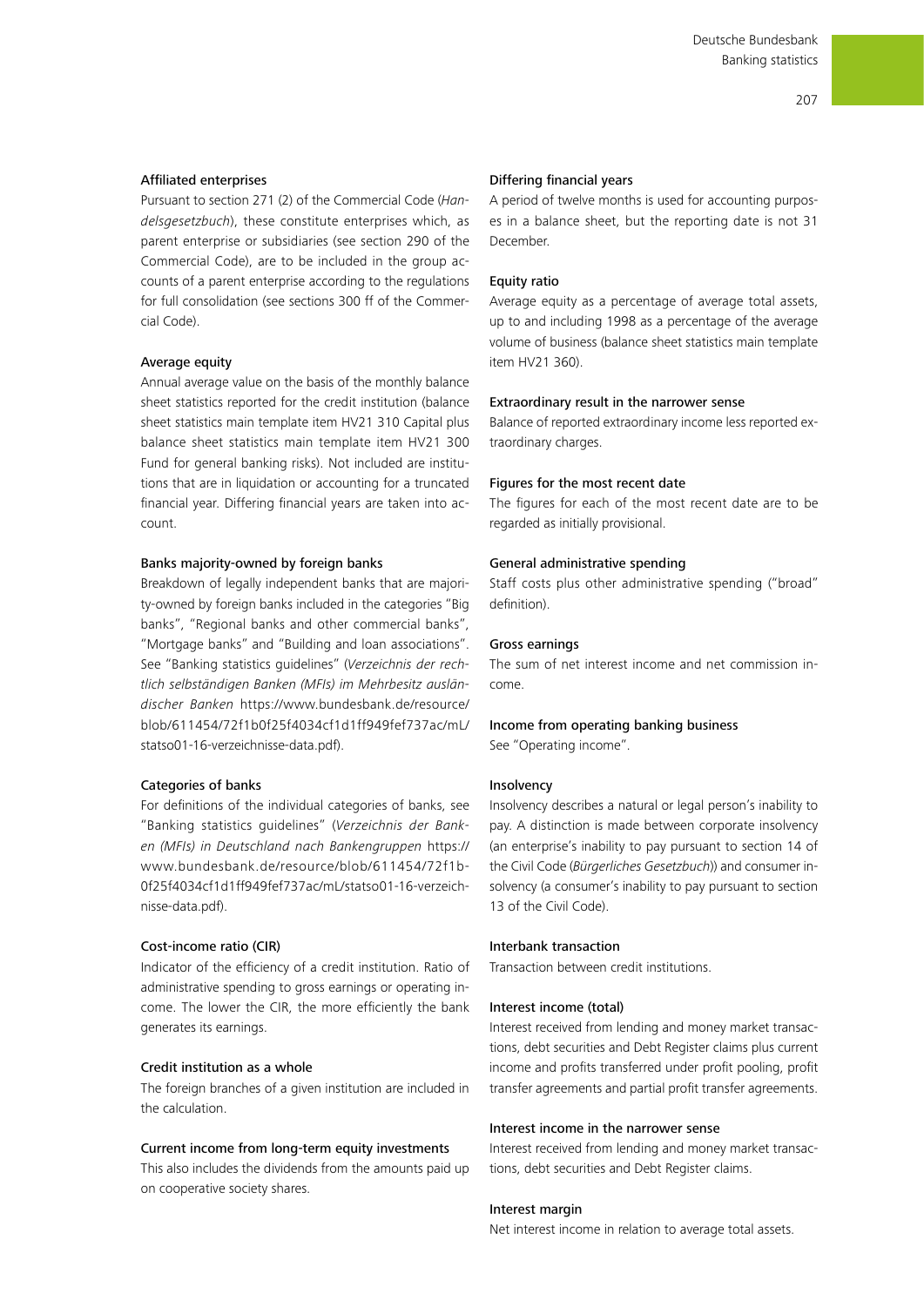#### Affiliated enterprises

Pursuant to section 271 (2) of the Commercial Code (*Handelsgesetzbuch*), these constitute enterprises which, as parent enterprise or subsidiaries (see section 290 of the Commercial Code), are to be included in the group accounts of a parent enterprise according to the regulations for full consolidation (see sections 300 ff of the Commercial Code).

#### Average equity

Annual average value on the basis of the monthly balance sheet statistics reported for the credit institution (balance sheet statistics main template item HV21 310 Capital plus balance sheet statistics main template item HV21 300 Fund for general banking risks). Not included are institutions that are in liquidation or accounting for a truncated financial year. Differing financial years are taken into account.

#### Banks majority-owned by foreign banks

Breakdown of legally independent banks that are majority-owned by foreign banks included in the categories "Big banks", "Regional banks and other commercial banks", "Mortgage banks" and "Building and loan associations". See "Banking statistics guidelines" (*Verzeichnis der rechtlich selbständigen Banken (MFIs) im Mehrbesitz ausländischer Banken* https://www.bundesbank.de/resource/blob/611454/72f1b0f25f4034cf1d1ff949fef737ac/mL/statso01-16-verzeichnisse-data.pdf).

#### Categories of banks

For definitions of the individual categories of banks, see "Banking statistics guidelines" (*Verzeichnis der Banken (MFIs) in Deutschland nach Bankengruppen* https://www.bundesbank.de/resource/blob/611454/72f1b0f25f4034cf1d1ff949fef737ac/mL/statso01-16-verzeichnisse-data.pdf).

#### Cost-income ratio (CIR)

Indicator of the efficiency of a credit institution. Ratio of administrative spending to gross earnings or operating income. The lower the CIR, the more efficiently the bank generates its earnings.

#### Credit institution as a whole

The foreign branches of a given institution are included in the calculation.

#### Current income from long-term equity investments

This also includes the dividends from the amounts paid up on cooperative society shares.

#### Differing financial years

A period of twelve months is used for accounting purposes in a balance sheet, but the reporting date is not 31 December.

#### Equity ratio

Average equity as a percentage of average total assets, up to and including 1998 as a percentage of the average volume of business (balance sheet statistics main template item HV21 360).

#### Extraordinary result in the narrower sense

Balance of reported extraordinary income less reported extraordinary charges.

#### Figures for the most recent date

The figures for each of the most recent date are to be regarded as initially provisional.

#### General administrative spending

Staff costs plus other administrative spending ("broad" definition).

#### Gross earnings

The sum of net interest income and net commission income.

#### Income from operating banking business

See "Operating income".

#### Insolvency

Insolvency describes a natural or legal person's inability to pay. A distinction is made between corporate insolvency (an enterprise's inability to pay pursuant to section 14 of the Civil Code (*Bürgerliches Gesetzbuch*)) and consumer insolvency (a consumer's inability to pay pursuant to section 13 of the Civil Code).

#### Interbank transaction

Transaction between credit institutions.

#### Interest income (total)

Interest received from lending and money market transactions, debt securities and Debt Register claims plus current income and profits transferred under profit pooling, profit transfer agreements and partial profit transfer agreements.

#### Interest income in the narrower sense

Interest received from lending and money market transactions, debt securities and Debt Register claims.

#### Interest margin

Net interest income in relation to average total assets.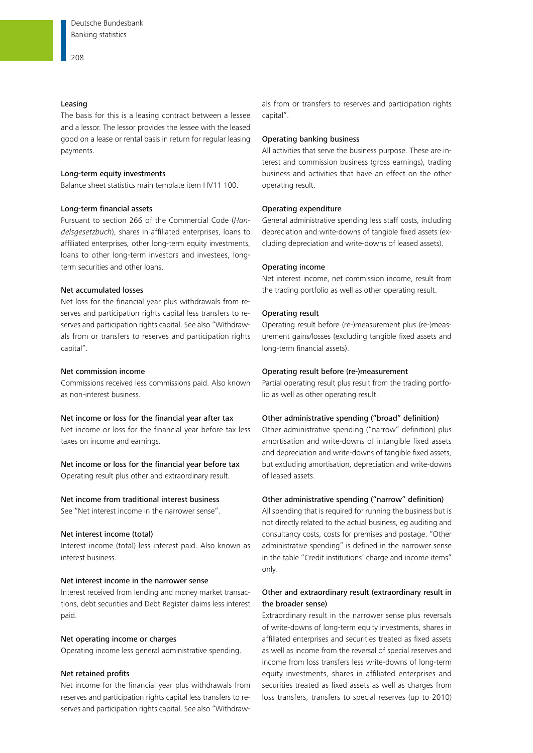#### Leasing

The basis for this is a leasing contract between a lessee and a lessor. The lessor provides the lessee with the leased good on a lease or rental basis in return for regular leasing payments.

#### Long-term equity investments

Balance sheet statistics main template item HV11 100.

#### Long-term financial assets

Pursuant to section 266 of the Commercial Code (*Handelsgesetzbuch*), shares in affiliated enterprises, loans to affiliated enterprises, other long-term equity investments, loans to other long-term investors and investees, long-term securities and other loans.

#### Net accumulated losses

Net loss for the financial year plus withdrawals from reserves and participation rights capital less transfers to reserves and participation rights capital. See also "Withdrawals from or transfers to reserves and participation rights capital".

#### Net commission income

Commissions received less commissions paid. Also known as non-interest business.

#### Net income or loss for the financial year after tax

Net income or loss for the financial year before tax less taxes on income and earnings.

#### Net income or loss for the financial year before tax

Operating result plus other and extraordinary result.

#### Net income from traditional interest business

See "Net interest income in the narrower sense".

#### Net interest income (total)

Interest income (total) less interest paid. Also known as interest business.

#### Net interest income in the narrower sense

Interest received from lending and money market transactions, debt securities and Debt Register claims less interest paid.

#### Net operating income or charges

Operating income less general administrative spending.

#### Net retained profits

Net income for the financial year plus withdrawals from reserves and participation rights capital less transfers to reserves and participation rights capital. See also "Withdrawals from or transfers to reserves and participation rights capital".

#### Operating banking business

All activities that serve the business purpose. These are interest and commission business (gross earnings), trading business and activities that have an effect on the other operating result.

#### Operating expenditure

General administrative spending less staff costs, including depreciation and write-downs of tangible fixed assets (excluding depreciation and write-downs of leased assets).

#### Operating income

Net interest income, net commission income, result from the trading portfolio as well as other operating result.

#### Operating result

Operating result before (re-)measurement plus (re-)measurement gains/losses (excluding tangible fixed assets and long-term financial assets).

#### Operating result before (re-)measurement

Partial operating result plus result from the trading portfolio as well as other operating result.

#### Other administrative spending ("broad" definition)

Other administrative spending ("narrow" definition) plus amortisation and write-downs of intangible fixed assets and depreciation and write-downs of tangible fixed assets, but excluding amortisation, depreciation and write-downs of leased assets.

#### Other administrative spending ("narrow" definition)

All spending that is required for running the business but is not directly related to the actual business, eg auditing and consultancy costs, costs for premises and postage. "Other administrative spending" is defined in the narrower sense in the table "Credit institutions' charge and income items" only.

#### Other and extraordinary result (extraordinary result in the broader sense)

Extraordinary result in the narrower sense plus reversals of write-downs of long-term equity investments, shares in affiliated enterprises and securities treated as fixed assets as well as income from the reversal of special reserves and income from loss transfers less write-downs of long-term equity investments, shares in affiliated enterprises and securities treated as fixed assets as well as charges from loss transfers, transfers to special reserves (up to 2010)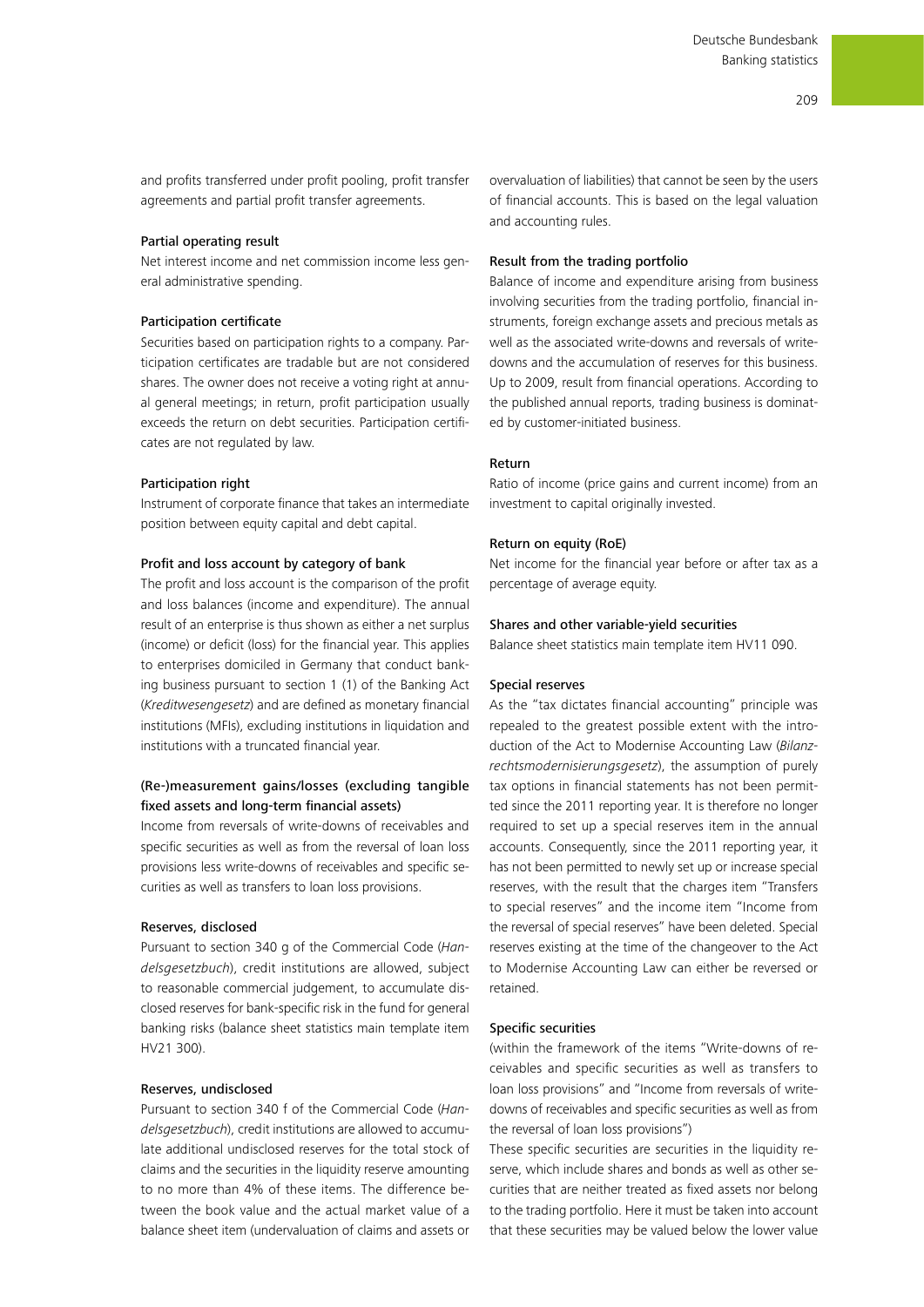and profits transferred under profit pooling, profit transfer agreements and partial profit transfer agreements.

#### Partial operating result

Net interest income and net commission income less general administrative spending.

#### Participation certificate

Securities based on participation rights to a company. Participation certificates are tradable but are not considered shares. The owner does not receive a voting right at annual general meetings; in return, profit participation usually exceeds the return on debt securities. Participation certificates are not regulated by law.

#### Participation right

Instrument of corporate finance that takes an intermediate position between equity capital and debt capital.

#### Profit and loss account by category of bank

The profit and loss account is the comparison of the profit and loss balances (income and expenditure). The annual result of an enterprise is thus shown as either a net surplus (income) or deficit (loss) for the financial year. This applies to enterprises domiciled in Germany that conduct banking business pursuant to section 1 (1) of the Banking Act (*Kreditwesengesetz*) and are defined as monetary financial institutions (MFIs), excluding institutions in liquidation and institutions with a truncated financial year.

#### (Re-)measurement gains/losses (excluding tangible fixed assets and long-term financial assets)

Income from reversals of write-downs of receivables and specific securities as well as from the reversal of loan loss provisions less write-downs of receivables and specific securities as well as transfers to loan loss provisions.

#### Reserves, disclosed

Pursuant to section 340 g of the Commercial Code (*Handelsgesetzbuch*), credit institutions are allowed, subject to reasonable commercial judgement, to accumulate disclosed reserves for bank-specific risk in the fund for general banking risks (balance sheet statistics main template item HV21 300).

#### Reserves, undisclosed

Pursuant to section 340 f of the Commercial Code (*Handelsgesetzbuch*), credit institutions are allowed to accumulate additional undisclosed reserves for the total stock of claims and the securities in the liquidity reserve amounting to no more than 4% of these items. The difference between the book value and the actual market value of a balance sheet item (undervaluation of claims and assets or overvaluation of liabilities) that cannot be seen by the users of financial accounts. This is based on the legal valuation and accounting rules.

#### Result from the trading portfolio

Balance of income and expenditure arising from business involving securities from the trading portfolio, financial instruments, foreign exchange assets and precious metals as well as the associated write-downs and reversals of write-downs and the accumulation of reserves for this business. Up to 2009, result from financial operations. According to the published annual reports, trading business is dominated by customer-initiated business.

#### Return

Ratio of income (price gains and current income) from an investment to capital originally invested.

#### Return on equity (RoE)

Net income for the financial year before or after tax as a percentage of average equity.

#### Shares and other variable-yield securities

Balance sheet statistics main template item HV11 090.

#### Special reserves

As the "tax dictates financial accounting" principle was repealed to the greatest possible extent with the introduction of the Act to Modernise Accounting Law (*Bilanzrechtsmodernisierungsgesetz*), the assumption of purely tax options in financial statements has not been permitted since the 2011 reporting year. It is therefore no longer required to set up a special reserves item in the annual accounts. Consequently, since the 2011 reporting year, it has not been permitted to newly set up or increase special reserves, with the result that the charges item "Transfers to special reserves" and the income item "Income from the reversal of special reserves" have been deleted. Special reserves existing at the time of the changeover to the Act to Modernise Accounting Law can either be reversed or retained.

#### Specific securities

(within the framework of the items "Write-downs of receivables and specific securities as well as transfers to loan loss provisions" and "Income from reversals of write-downs of receivables and specific securities as well as from the reversal of loan loss provisions")

These specific securities are securities in the liquidity reserve, which include shares and bonds as well as other securities that are neither treated as fixed assets nor belong to the trading portfolio. Here it must be taken into account that these securities may be valued below the lower value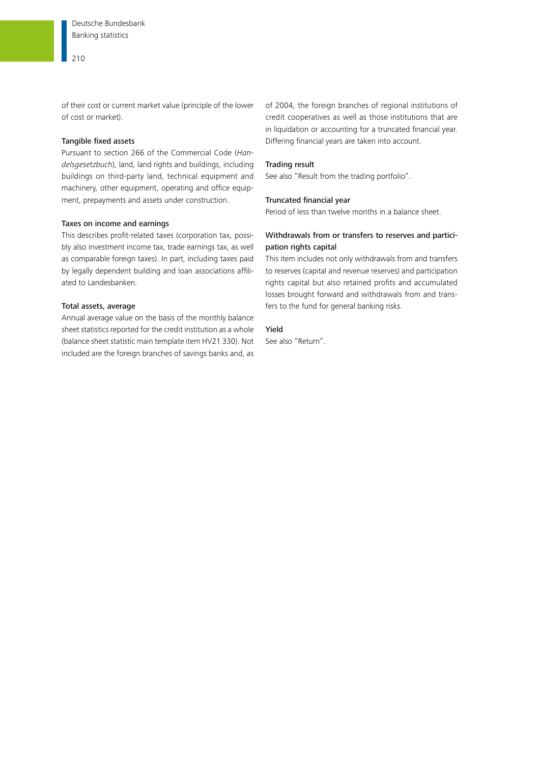of their cost or current market value (principle of the lower of cost or market).

### Tangible fixed assets

Pursuant to section 266 of the Commercial Code (*Handelsgesetzbuch*), land, land rights and buildings, including buildings on third-party land, technical equipment and machinery, other equipment, operating and office equipment, prepayments and assets under construction.

### Taxes on income and earnings

This describes profit-related taxes (corporation tax, possibly also investment income tax, trade earnings tax, as well as comparable foreign taxes). In part, including taxes paid by legally dependent building and loan associations affiliated to Landesbanken.

### Total assets, average

Annual average value on the basis of the monthly balance sheet statistics reported for the credit institution as a whole (balance sheet statistic main template item HV21 330). Not included are the foreign branches of savings banks and, as of 2004, the foreign branches of regional institutions of credit cooperatives as well as those institutions that are in liquidation or accounting for a truncated financial year. Differing financial years are taken into account.

### Trading result

See also "Result from the trading portfolio".

### Truncated financial year

Period of less than twelve months in a balance sheet.

### Withdrawals from or transfers to reserves and participation rights capital

This item includes not only withdrawals from and transfers to reserves (capital and revenue reserves) and participation rights capital but also retained profits and accumulated losses brought forward and withdrawals from and transfers to the fund for general banking risks.

### Yield

See also "Return".